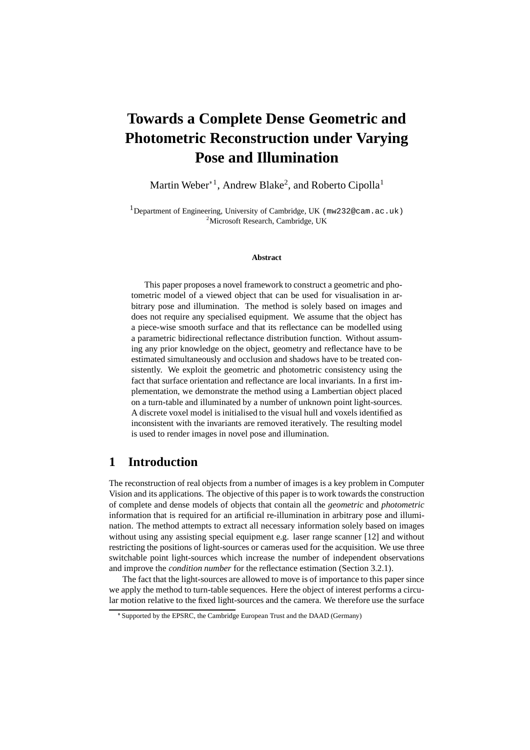# Towards a Complete Dense Geometric and Photometric Reconstruction under Varying Pose and Illumination

Martin Weber*[1], Andrew Blake[2], and Roberto Cipolla[1]

[1]Department of Engineering, University of Cambridge, UK (mw232@cam.ac.uk)
[2]Microsoft Research, Cambridge, UK

**Abstract**

This paper proposes a novel framework to construct a geometric and photometric model of a viewed object that can be used for visualisation in arbitrary pose and illumination. The method is solely based on images and does not require any specialised equipment. We assume that the object has a piece-wise smooth surface and that its reflectance can be modelled using a parametric bidirectional reflectance distribution function. Without assuming any prior knowledge on the object, geometry and reflectance have to be estimated simultaneously and occlusion and shadows have to be treated consistently. We exploit the geometric and photometric consistency using the fact that surface orientation and reflectance are local invariants. In a first implementation, we demonstrate the method using a Lambertian object placed on a turn-table and illuminated by a number of unknown point light-sources. A discrete voxel model is initialised to the visual hull and voxels identified as inconsistent with the invariants are removed iteratively. The resulting model is used to render images in novel pose and illumination.

## 1 Introduction

The reconstruction of real objects from a number of images is a key problem in Computer Vision and its applications. The objective of this paper is to work towards the construction of complete and dense models of objects that contain all the *geometric* and *photometric* information that is required for an artificial re-illumination in arbitrary pose and illumination. The method attempts to extract all necessary information solely based on images without using any assisting special equipment e.g. laser range scanner [12] and without restricting the positions of light-sources or cameras used for the acquisition. We use three switchable point light-sources which increase the number of independent observations and improve the *condition number* for the reflectance estimation (Section 3.2.1).

The fact that the light-sources are allowed to move is of importance to this paper since we apply the method to turn-table sequences. Here the object of interest performs a circular motion relative to the fixed light-sources and the camera. We therefore use the surface

*Supported by the EPSRC, the Cambridge European Trust and the DAAD (Germany)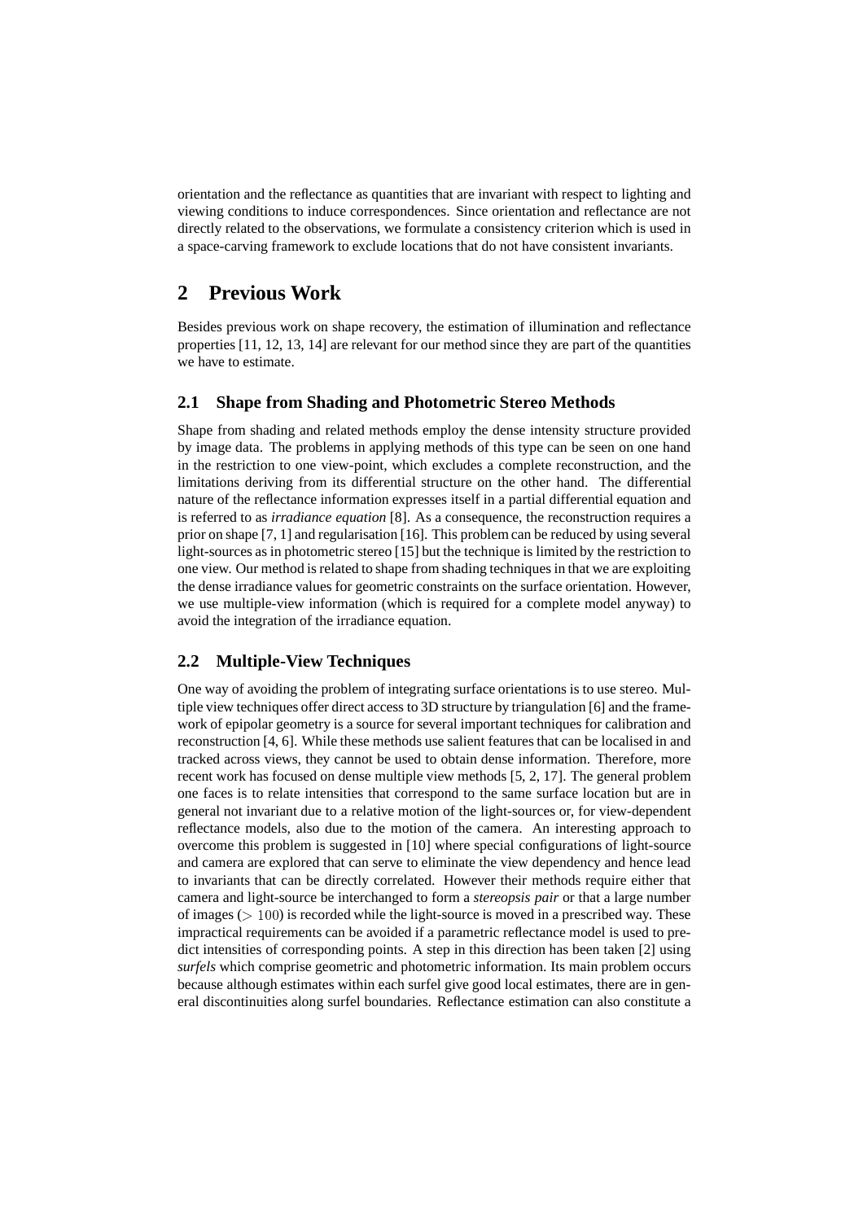orientation and the reflectance as quantities that are invariant with respect to lighting and viewing conditions to induce correspondences. Since orientation and reflectance are not directly related to the observations, we formulate a consistency criterion which is used in a space-carving framework to exclude locations that do not have consistent invariants.

## 2 Previous Work

Besides previous work on shape recovery, the estimation of illumination and reflectance properties [11, 12, 13, 14] are relevant for our method since they are part of the quantities we have to estimate.

### 2.1 Shape from Shading and Photometric Stereo Methods

Shape from shading and related methods employ the dense intensity structure provided by image data. The problems in applying methods of this type can be seen on one hand in the restriction to one view-point, which excludes a complete reconstruction, and the limitations deriving from its differential structure on the other hand. The differential nature of the reflectance information expresses itself in a partial differential equation and is referred to as *irradiance equation* [8]. As a consequence, the reconstruction requires a prior on shape [7, 1] and regularisation [16]. This problem can be reduced by using several light-sources as in photometric stereo [15] but the technique is limited by the restriction to one view. Our method is related to shape from shading techniques in that we are exploiting the dense irradiance values for geometric constraints on the surface orientation. However, we use multiple-view information (which is required for a complete model anyway) to avoid the integration of the irradiance equation.

### 2.2 Multiple-View Techniques

One way of avoiding the problem of integrating surface orientations is to use stereo. Multiple view techniques offer direct access to 3D structure by triangulation [6] and the framework of epipolar geometry is a source for several important techniques for calibration and reconstruction [4, 6]. While these methods use salient features that can be localised in and tracked across views, they cannot be used to obtain dense information. Therefore, more recent work has focused on dense multiple view methods [5, 2, 17]. The general problem one faces is to relate intensities that correspond to the same surface location but are in general not invariant due to a relative motion of the light-sources or, for view-dependent reflectance models, also due to the motion of the camera. An interesting approach to overcome this problem is suggested in [10] where special configurations of light-source and camera are explored that can serve to eliminate the view dependency and hence lead to invariants that can be directly correlated. However their methods require either that camera and light-source be interchanged to form a *stereopsis pair* or that a large number of images ($> 100$) is recorded while the light-source is moved in a prescribed way. These impractical requirements can be avoided if a parametric reflectance model is used to predict intensities of corresponding points. A step in this direction has been taken [2] using *surfels* which comprise geometric and photometric information. Its main problem occurs because although estimates within each surfel give good local estimates, there are in general discontinuities along surfel boundaries. Reflectance estimation can also constitute a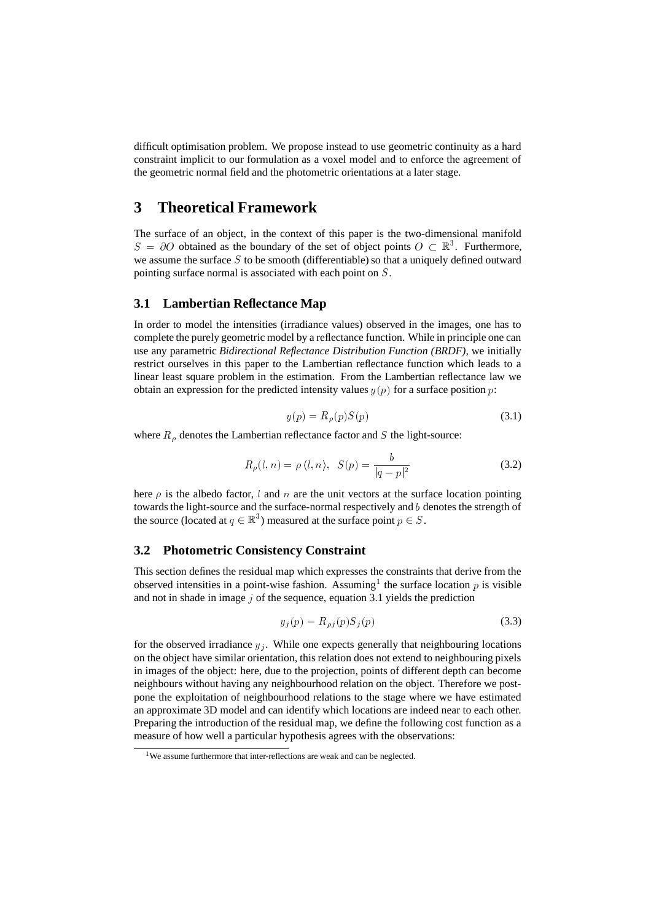difficult optimisation problem. We propose instead to use geometric continuity as a hard constraint implicit to our formulation as a voxel model and to enforce the agreement of the geometric normal field and the photometric orientations at a later stage.

# 3 Theoretical Framework

The surface of an object, in the context of this paper is the two-dimensional manifold $S = \partial O$ obtained as the boundary of the set of object points $O \subset \mathbb{R}^3$. Furthermore, we assume the surface $S$ to be smooth (differentiable) so that a uniquely defined outward pointing surface normal is associated with each point on $S$.

## 3.1 Lambertian Reflectance Map

In order to model the intensities (irradiance values) observed in the images, one has to complete the purely geometric model by a reflectance function. While in principle one can use any parametric *Bidirectional Reflectance Distribution Function (BRDF)*, we initially restrict ourselves in this paper to the Lambertian reflectance function which leads to a linear least square problem in the estimation. From the Lambertian reflectance law we obtain an expression for the predicted intensity values $y(p)$ for a surface position $p$:

$$y(p) = R_\rho(p)S(p) \tag{3.1}$$

where $R_\rho$ denotes the Lambertian reflectance factor and $S$ the light-source:

$$R_\rho(l, n) = \rho \langle l, n \rangle, \quad S(p) = \frac{b}{|q - p|^2} \tag{3.2}$$

here $\rho$ is the albedo factor, $l$ and $n$ are the unit vectors at the surface location pointing towards the light-source and the surface-normal respectively and $b$ denotes the strength of the source (located at $q \in \mathbb{R}^3$) measured at the surface point $p \in S$.

## 3.2 Photometric Consistency Constraint

This section defines the residual map which expresses the constraints that derive from the observed intensities in a point-wise fashion. Assuming[1] the surface location $p$ is visible and not in shade in image $j$ of the sequence, equation 3.1 yields the prediction

$$y_j(p) = R_{\rho j}(p)S_j(p) \tag{3.3}$$

for the observed irradiance $y_j$. While one expects generally that neighbouring locations on the object have similar orientation, this relation does not extend to neighbouring pixels in images of the object: here, due to the projection, points of different depth can become neighbours without having any neighbourhood relation on the object. Therefore we postpone the exploitation of neighbourhood relations to the stage where we have estimated an approximate 3D model and can identify which locations are indeed near to each other. Preparing the introduction of the residual map, we define the following cost function as a measure of how well a particular hypothesis agrees with the observations:

[1] We assume furthermore that inter-reflections are weak and can be neglected.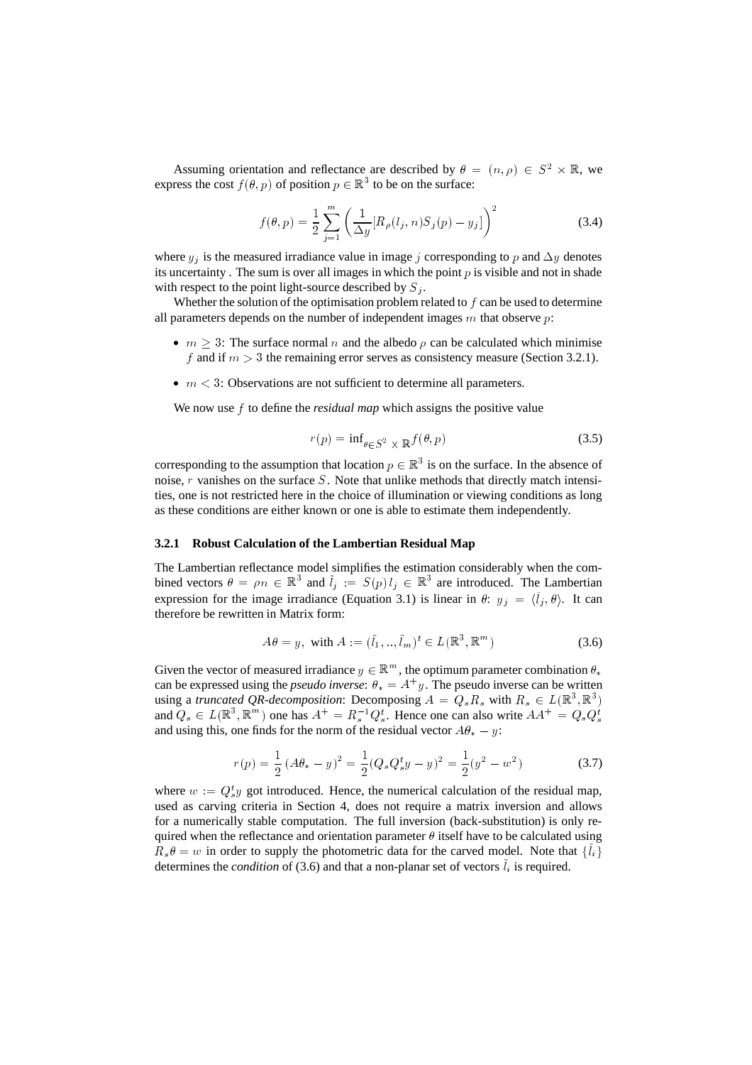Assuming orientation and reflectance are described by $\theta = (n, \rho) \in S^2 \times \mathbb{R}$, we express the cost $f(\theta, p)$ of position $p \in \mathbb{R}^3$ to be on the surface:

$$f(\theta, p) = \frac{1}{2} \sum_{j=1}^{m} \left( \frac{1}{\Delta y} [R_\rho(l_j, n) S_j(p) - y_j] \right)^2 \tag{3.4}$$

where $y_j$ is the measured irradiance value in image $j$ corresponding to $p$ and $\Delta y$ denotes its uncertainty . The sum is over all images in which the point $p$ is visible and not in shade with respect to the point light-source described by $S_j$.

Whether the solution of the optimisation problem related to $f$ can be used to determine all parameters depends on the number of independent images $m$ that observe $p$:

- $m \geq 3$: The surface normal $n$ and the albedo $\rho$ can be calculated which minimise $f$ and if $m > 3$ the remaining error serves as consistency measure (Section 3.2.1).
- $m < 3$: Observations are not sufficient to determine all parameters.

We now use $f$ to define the *residual map* which assigns the positive value

$$r(p) = \inf_{\theta \in S^2 \times \mathbb{R}} f(\theta, p) \tag{3.5}$$

corresponding to the assumption that location $p \in \mathbb{R}^3$ is on the surface. In the absence of noise, $r$ vanishes on the surface $S$. Note that unlike methods that directly match intensities, one is not restricted here in the choice of illumination or viewing conditions as long as these conditions are either known or one is able to estimate them independently.

### 3.2.1 Robust Calculation of the Lambertian Residual Map

The Lambertian reflectance model simplifies the estimation considerably when the combined vectors $\theta = \rho n \in \mathbb{R}^3$ and $\tilde{l}_j := S(p) l_j \in \mathbb{R}^3$ are introduced. The Lambertian expression for the image irradiance (Equation 3.1) is linear in $\theta$: $y_j = \langle \tilde{l}_j, \theta \rangle$. It can therefore be rewritten in Matrix form:

$$A\theta = y, \text{ with } A := (\tilde{l}_1, .., \tilde{l}_m)^t \in L(\mathbb{R}^3, \mathbb{R}^m) \tag{3.6}$$

Given the vector of measured irradiance $y \in \mathbb{R}^m$, the optimum parameter combination $\theta_*$ can be expressed using the *pseudo inverse*: $\theta_* = A^+ y$. The pseudo inverse can be written using a *truncated QR-decomposition*: Decomposing $A = Q_s R_s$ with $R_s \in L(\mathbb{R}^3, \mathbb{R}^3)$ and $Q_s \in L(\mathbb{R}^3, \mathbb{R}^m)$ one has $A^+ = R_s^{-1} Q_s^t$. Hence one can also write $AA^+ = Q_s Q_s^t$ and using this, one finds for the norm of the residual vector $A\theta_* - y$:

$$r(p) = \frac{1}{2} (A\theta_* - y)^2 = \frac{1}{2} (Q_s Q_s^t y - y)^2 = \frac{1}{2} (y^2 - w^2) \tag{3.7}$$

where $w := Q_s^t y$ got introduced. Hence, the numerical calculation of the residual map, used as carving criteria in Section 4, does not require a matrix inversion and allows for a numerically stable computation. The full inversion (back-substitution) is only required when the reflectance and orientation parameter $\theta$ itself have to be calculated using $R_s \theta = w$ in order to supply the photometric data for the carved model. Note that $\{\tilde{l}_i\}$ determines the *condition* of (3.6) and that a non-planar set of vectors $\tilde{l}_i$ is required.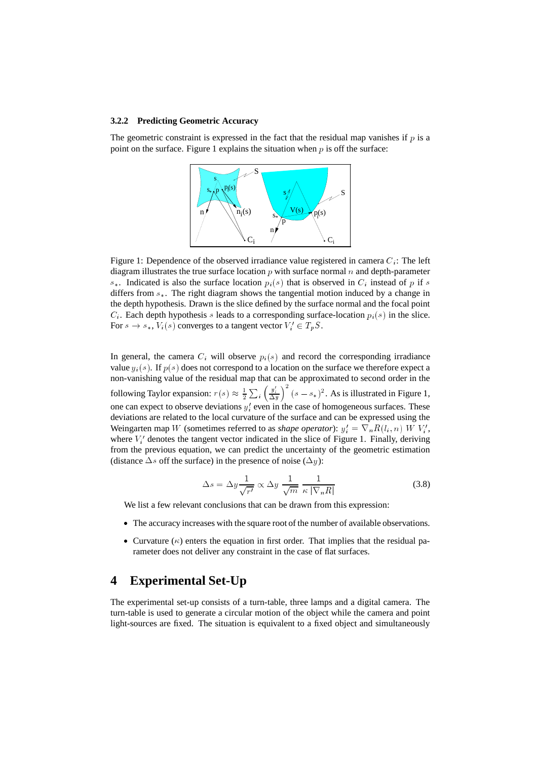### 3.2.2 Predicting Geometric Accuracy

The geometric constraint is expressed in the fact that the residual map vanishes if $p$ is a point on the surface. Figure 1 explains the situation when $p$ is off the surface:

Figure 1: Dependence of the observed irradiance value registered in camera $C_i$: The left diagram illustrates the true surface location $p$ with surface normal $n$ and depth-parameter $s_*$. Indicated is also the surface location $p_i(s)$ that is observed in $C_i$ instead of $p$ if $s$ differs from $s_*$. The right diagram shows the tangential motion induced by a change in the depth hypothesis. Drawn is the slice defined by the surface normal and the focal point $C_i$. Each depth hypothesis $s$ leads to a corresponding surface-location $p_i(s)$ in the slice. For $s \to s_*$, $V_i(s)$ converges to a tangent vector $V_i' \in T_pS$.

In general, the camera $C_i$ will observe $p_i(s)$ and record the corresponding irradiance value $y_i(s)$. If $p(s)$ does not correspond to a location on the surface we therefore expect a non-vanishing value of the residual map that can be approximated to second order in the following Taylor expansion: $r(s) \approx \frac{1}{2}\sum_i \left(\frac{y_i'}{\Delta y}\right)^2 (s - s_*)^2$. As is illustrated in Figure 1, one can expect to observe deviations $y_i'$ even in the case of homogeneous surfaces. These deviations are related to the local curvature of the surface and can be expressed using the Weingarten map $W$ (sometimes referred to as *shape operator*): $y_i' = \nabla_n R(l_i, n)\ W\ V_i'$, where $V_i'$ denotes the tangent vector indicated in the slice of Figure 1. Finally, deriving from the previous equation, we can predict the uncertainty of the geometric estimation (distance $\Delta s$ off the surface) in the presence of noise ($\Delta y$):

$$\Delta s = \Delta y \frac{1}{\sqrt{r'}} \propto \Delta y\ \frac{1}{\sqrt{m}}\ \frac{1}{\kappa\ |\nabla_n R|} \tag{3.8}$$

We list a few relevant conclusions that can be drawn from this expression:

- The accuracy increases with the square root of the number of available observations.
- Curvature ($\kappa$) enters the equation in first order. That implies that the residual parameter does not deliver any constraint in the case of flat surfaces.

# 4 Experimental Set-Up

The experimental set-up consists of a turn-table, three lamps and a digital camera. The turn-table is used to generate a circular motion of the object while the camera and point light-sources are fixed. The situation is equivalent to a fixed object and simultaneously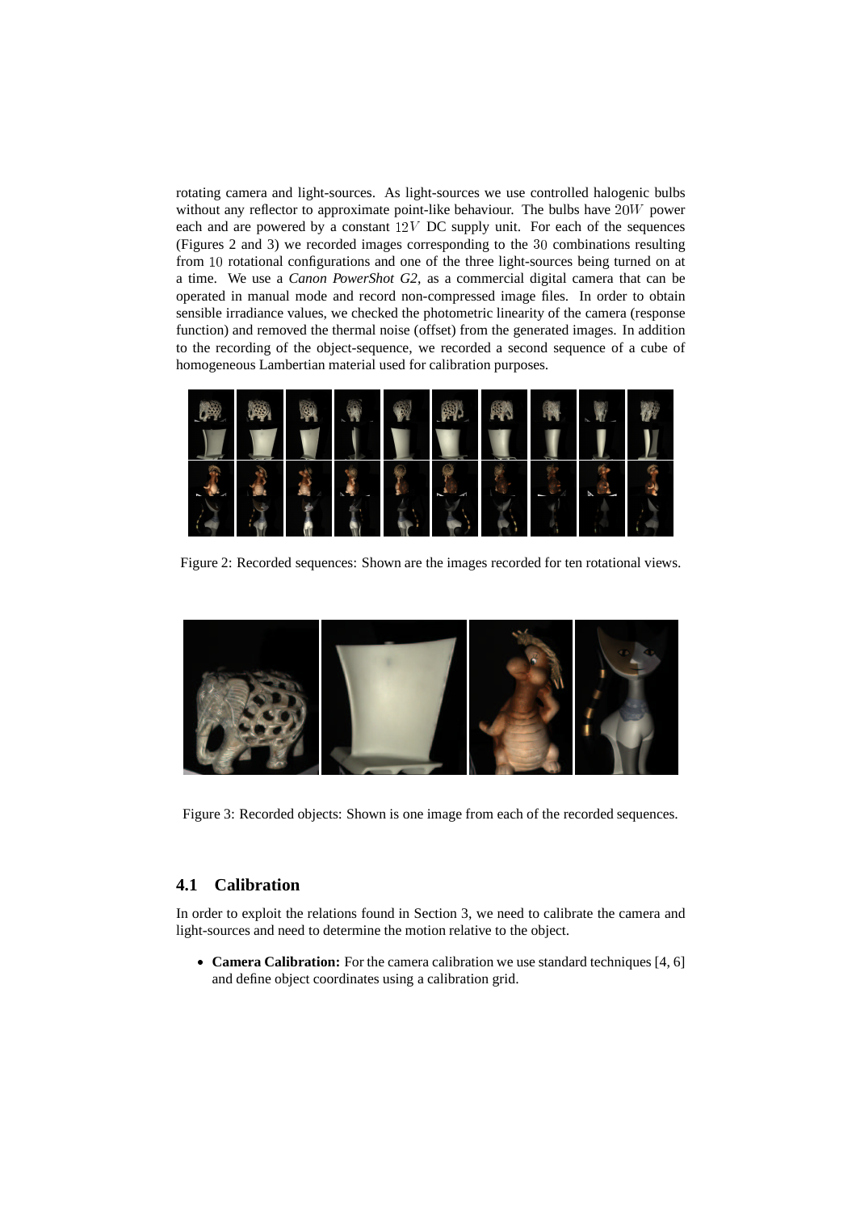rotating camera and light-sources. As light-sources we use controlled halogenic bulbs without any reflector to approximate point-like behaviour. The bulbs have $20W$ power each and are powered by a constant $12V$ DC supply unit. For each of the sequences (Figures 2 and 3) we recorded images corresponding to the $30$ combinations resulting from $10$ rotational configurations and one of the three light-sources being turned on at a time. We use a *Canon PowerShot G2*, as a commercial digital camera that can be operated in manual mode and record non-compressed image files. In order to obtain sensible irradiance values, we checked the photometric linearity of the camera (response function) and removed the thermal noise (offset) from the generated images. In addition to the recording of the object-sequence, we recorded a second sequence of a cube of homogeneous Lambertian material used for calibration purposes.

Figure 2: Recorded sequences: Shown are the images recorded for ten rotational views.

Figure 3: Recorded objects: Shown is one image from each of the recorded sequences.

## 4.1 Calibration

In order to exploit the relations found in Section 3, we need to calibrate the camera and light-sources and need to determine the motion relative to the object.

- **Camera Calibration:** For the camera calibration we use standard techniques [4, 6] and define object coordinates using a calibration grid.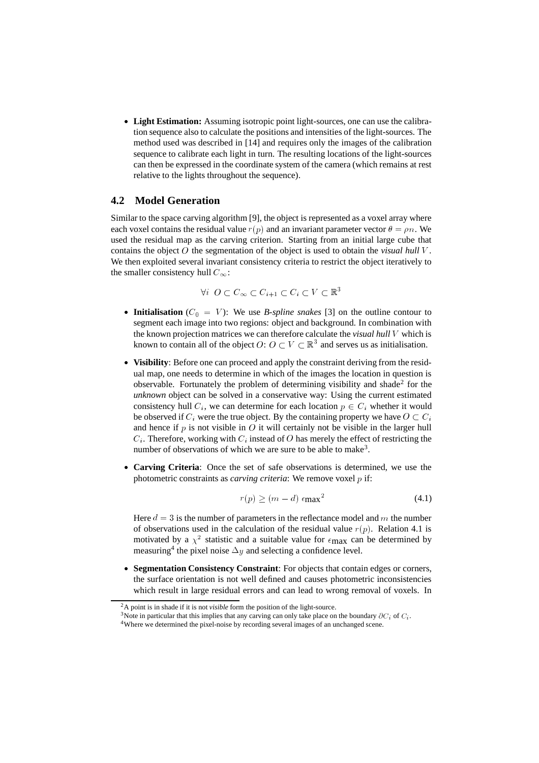- **Light Estimation:** Assuming isotropic point light-sources, one can use the calibration sequence also to calculate the positions and intensities of the light-sources. The method used was described in [14] and requires only the images of the calibration sequence to calibrate each light in turn. The resulting locations of the light-sources can then be expressed in the coordinate system of the camera (which remains at rest relative to the lights throughout the sequence).

## 4.2 Model Generation

Similar to the space carving algorithm [9], the object is represented as a voxel array where each voxel contains the residual value $r(p)$ and an invariant parameter vector $\theta = \rho n$. We used the residual map as the carving criterion. Starting from an initial large cube that contains the object $O$ the segmentation of the object is used to obtain the *visual hull* $V$. We then exploited several invariant consistency criteria to restrict the object iteratively to the smaller consistency hull $C_\infty$:

$$\forall i \;\; O \subset C_\infty \subset C_{i+1} \subset C_i \subset V \subset \mathbb{R}^3$$

- **Initialisation** ($C_0 = V$): We use *B-spline snakes* [3] on the outline contour to segment each image into two regions: object and background. In combination with the known projection matrices we can therefore calculate the *visual hull* $V$ which is known to contain all of the object $O$: $O \subset V \subset \mathbb{R}^3$ and serves us as initialisation.

- **Visibility**: Before one can proceed and apply the constraint deriving from the residual map, one needs to determine in which of the images the location in question is observable. Fortunately the problem of determining visibility and shade[2] for the *unknown* object can be solved in a conservative way: Using the current estimated consistency hull $C_i$, we can determine for each location $p \in C_i$ whether it would be observed if $C_i$ were the true object. By the containing property we have $O \subset C_i$ and hence if $p$ is not visible in $O$ it will certainly not be visible in the larger hull $C_i$. Therefore, working with $C_i$ instead of $O$ has merely the effect of restricting the number of observations of which we are sure to be able to make[3].

- **Carving Criteria**: Once the set of safe observations is determined, we use the photometric constraints as *carving criteria*: We remove voxel $p$ if:

$$r(p) \geq (m - d)\, \epsilon_{\text{max}}{}^2 \tag{4.1}$$

  Here $d = 3$ is the number of parameters in the reflectance model and $m$ the number of observations used in the calculation of the residual value $r(p)$. Relation 4.1 is motivated by a $\chi^2$ statistic and a suitable value for $\epsilon_{\text{max}}$ can be determined by measuring[4] the pixel noise $\Delta y$ and selecting a confidence level.

- **Segmentation Consistency Constraint**: For objects that contain edges or corners, the surface orientation is not well defined and causes photometric inconsistencies which result in large residual errors and can lead to wrong removal of voxels. In

---

[2] A point is in shade if it is not *visible* form the position of the light-source.

[3] Note in particular that this implies that any carving can only take place on the boundary $\partial C_i$ of $C_i$.

[4] Where we determined the pixel-noise by recording several images of an unchanged scene.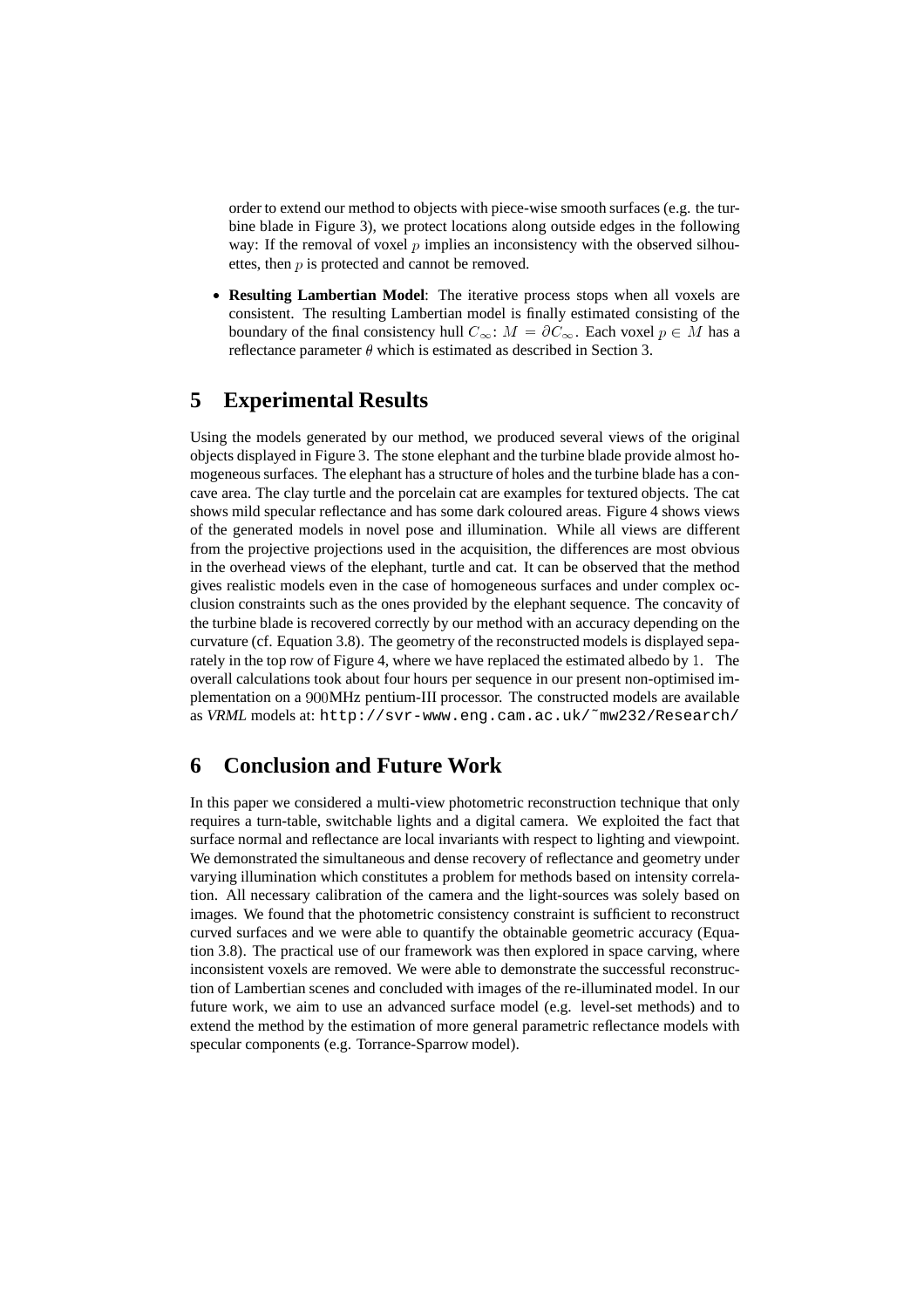order to extend our method to objects with piece-wise smooth surfaces (e.g. the turbine blade in Figure 3), we protect locations along outside edges in the following way: If the removal of voxel $p$ implies an inconsistency with the observed silhouettes, then $p$ is protected and cannot be removed.

- **Resulting Lambertian Model**: The iterative process stops when all voxels are consistent. The resulting Lambertian model is finally estimated consisting of the boundary of the final consistency hull $C_\infty$: $M = \partial C_\infty$. Each voxel $p \in M$ has a reflectance parameter $\theta$ which is estimated as described in Section 3.

## 5 Experimental Results

Using the models generated by our method, we produced several views of the original objects displayed in Figure 3. The stone elephant and the turbine blade provide almost homogeneous surfaces. The elephant has a structure of holes and the turbine blade has a concave area. The clay turtle and the porcelain cat are examples for textured objects. The cat shows mild specular reflectance and has some dark coloured areas. Figure 4 shows views of the generated models in novel pose and illumination. While all views are different from the projective projections used in the acquisition, the differences are most obvious in the overhead views of the elephant, turtle and cat. It can be observed that the method gives realistic models even in the case of homogeneous surfaces and under complex occlusion constraints such as the ones provided by the elephant sequence. The concavity of the turbine blade is recovered correctly by our method with an accuracy depending on the curvature (cf. Equation 3.8). The geometry of the reconstructed models is displayed separately in the top row of Figure 4, where we have replaced the estimated albedo by $1$. The overall calculations took about four hours per sequence in our present non-optimised implementation on a $900$MHz pentium-III processor. The constructed models are available as *VRML* models at: `http://svr-www.eng.cam.ac.uk/~mw232/Research/`

## 6 Conclusion and Future Work

In this paper we considered a multi-view photometric reconstruction technique that only requires a turn-table, switchable lights and a digital camera. We exploited the fact that surface normal and reflectance are local invariants with respect to lighting and viewpoint. We demonstrated the simultaneous and dense recovery of reflectance and geometry under varying illumination which constitutes a problem for methods based on intensity correlation. All necessary calibration of the camera and the light-sources was solely based on images. We found that the photometric consistency constraint is sufficient to reconstruct curved surfaces and we were able to quantify the obtainable geometric accuracy (Equation 3.8). The practical use of our framework was then explored in space carving, where inconsistent voxels are removed. We were able to demonstrate the successful reconstruction of Lambertian scenes and concluded with images of the re-illuminated model. In our future work, we aim to use an advanced surface model (e.g. level-set methods) and to extend the method by the estimation of more general parametric reflectance models with specular components (e.g. Torrance-Sparrow model).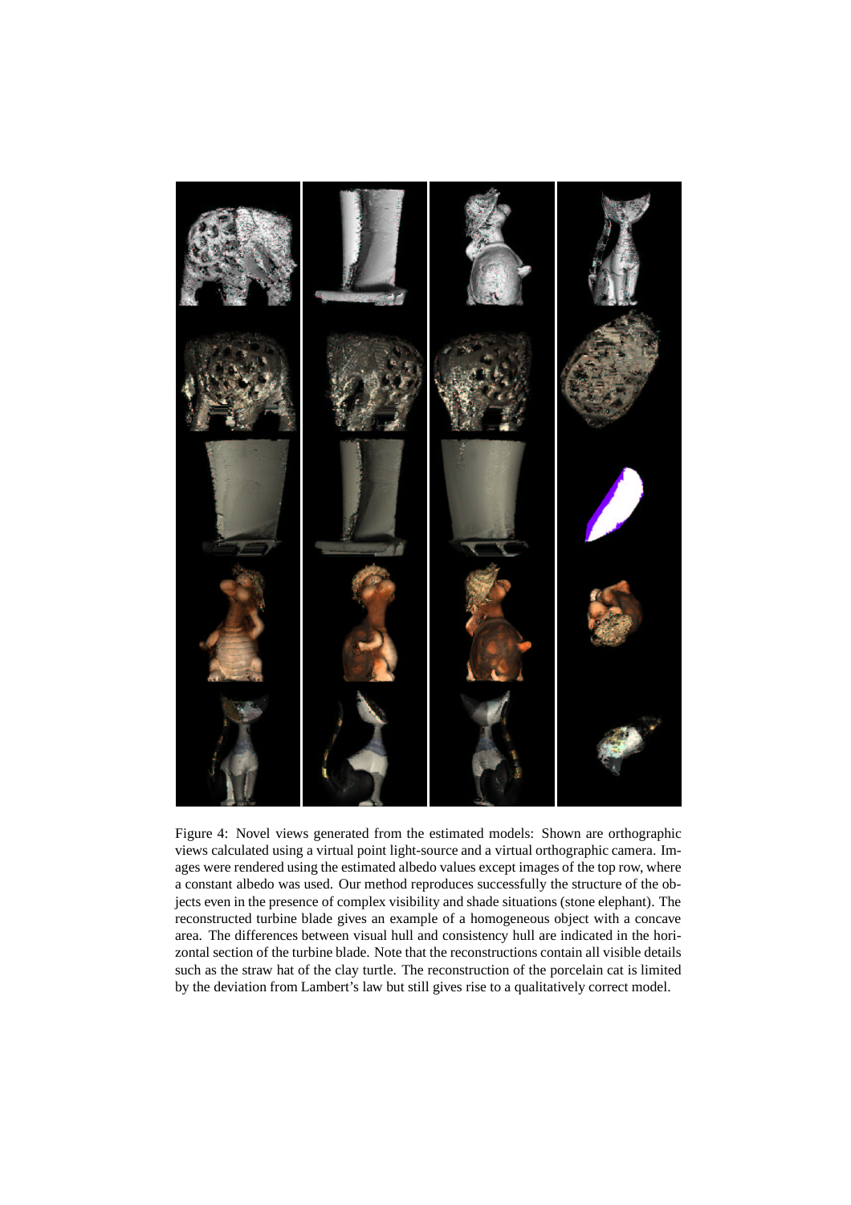Figure 4: Novel views generated from the estimated models: Shown are orthographic views calculated using a virtual point light-source and a virtual orthographic camera. Images were rendered using the estimated albedo values except images of the top row, where a constant albedo was used. Our method reproduces successfully the structure of the objects even in the presence of complex visibility and shade situations (stone elephant). The reconstructed turbine blade gives an example of a homogeneous object with a concave area. The differences between visual hull and consistency hull are indicated in the horizontal section of the turbine blade. Note that the reconstructions contain all visible details such as the straw hat of the clay turtle. The reconstruction of the porcelain cat is limited by the deviation from Lambert's law but still gives rise to a qualitatively correct model.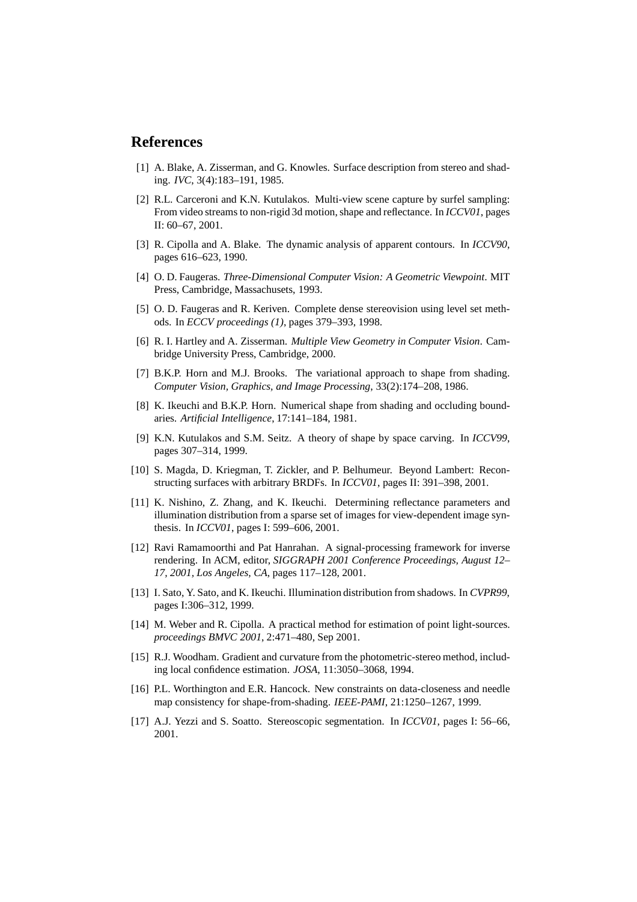## References

[1] A. Blake, A. Zisserman, and G. Knowles. Surface description from stereo and shading. *IVC*, 3(4):183–191, 1985.

[2] R.L. Carceroni and K.N. Kutulakos. Multi-view scene capture by surfel sampling: From video streams to non-rigid 3d motion, shape and reflectance. In *ICCV01*, pages II: 60–67, 2001.

[3] R. Cipolla and A. Blake. The dynamic analysis of apparent contours. In *ICCV90*, pages 616–623, 1990.

[4] O. D. Faugeras. *Three-Dimensional Computer Vision: A Geometric Viewpoint*. MIT Press, Cambridge, Massachusets, 1993.

[5] O. D. Faugeras and R. Keriven. Complete dense stereovision using level set methods. In *ECCV proceedings (1)*, pages 379–393, 1998.

[6] R. I. Hartley and A. Zisserman. *Multiple View Geometry in Computer Vision*. Cambridge University Press, Cambridge, 2000.

[7] B.K.P. Horn and M.J. Brooks. The variational approach to shape from shading. *Computer Vision, Graphics, and Image Processing*, 33(2):174–208, 1986.

[8] K. Ikeuchi and B.K.P. Horn. Numerical shape from shading and occluding boundaries. *Artificial Intelligence*, 17:141–184, 1981.

[9] K.N. Kutulakos and S.M. Seitz. A theory of shape by space carving. In *ICCV99*, pages 307–314, 1999.

[10] S. Magda, D. Kriegman, T. Zickler, and P. Belhumeur. Beyond Lambert: Reconstructing surfaces with arbitrary BRDFs. In *ICCV01*, pages II: 391–398, 2001.

[11] K. Nishino, Z. Zhang, and K. Ikeuchi. Determining reflectance parameters and illumination distribution from a sparse set of images for view-dependent image synthesis. In *ICCV01*, pages I: 599–606, 2001.

[12] Ravi Ramamoorthi and Pat Hanrahan. A signal-processing framework for inverse rendering. In ACM, editor, *SIGGRAPH 2001 Conference Proceedings, August 12–17, 2001, Los Angeles, CA*, pages 117–128, 2001.

[13] I. Sato, Y. Sato, and K. Ikeuchi. Illumination distribution from shadows. In *CVPR99*, pages I:306–312, 1999.

[14] M. Weber and R. Cipolla. A practical method for estimation of point light-sources. *proceedings BMVC 2001*, 2:471–480, Sep 2001.

[15] R.J. Woodham. Gradient and curvature from the photometric-stereo method, including local confidence estimation. *JOSA*, 11:3050–3068, 1994.

[16] P.L. Worthington and E.R. Hancock. New constraints on data-closeness and needle map consistency for shape-from-shading. *IEEE-PAMI*, 21:1250–1267, 1999.

[17] A.J. Yezzi and S. Soatto. Stereoscopic segmentation. In *ICCV01*, pages I: 56–66, 2001.